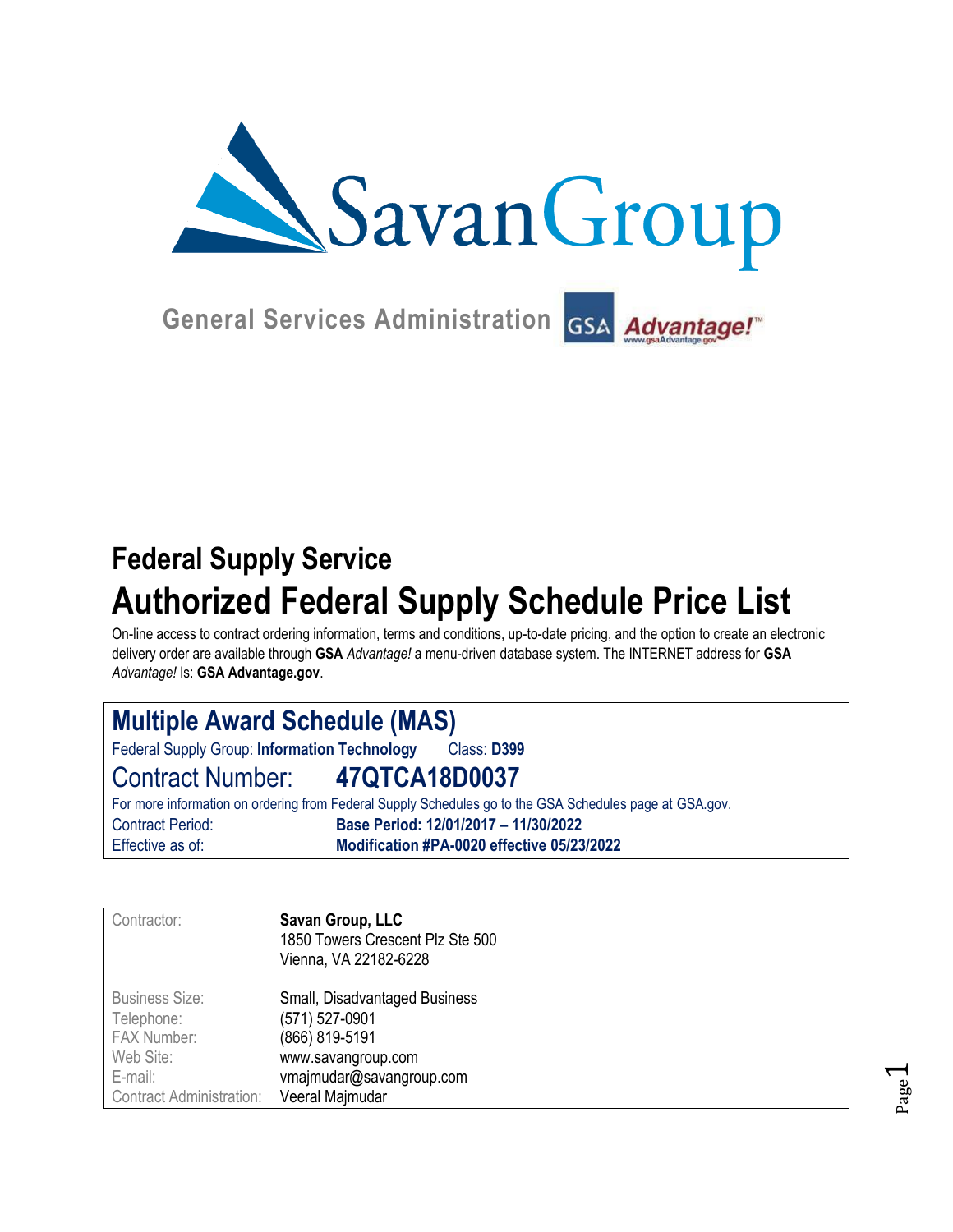SavanGroup

General Services Administration GSA Advantage!

# Federal Supply Service

# Authorized Federal Supply Schedule Price List

On-line access to contract ordering information, terms and conditions, up-to-date pricing, and the option to create an electronic delivery order are available through **GSA** *Advantage!* a menu-driven database system. The INTERNET address for **GSA** *Advantage!* Is: **GSA Advantage.gov**.

## Multiple Award Schedule (MAS)

Federal Supply Group: **Information Technology** Class: **D399**

Contract Number: **47QTCA18D0037**

For more information on ordering from Federal Supply Schedules go to the GSA Schedules page at GSA.gov.

| | |
|---|---|
| Contract Period: | **Base Period: 12/01/2017 – 11/30/2022** |
| Effective as of: | **Modification #PA-0020 effective 05/23/2022** |

| | |
|---|---|
| Contractor: | **Savan Group, LLC**<br>1850 Towers Crescent Plz Ste 500<br>Vienna, VA 22182-6228 |
| Business Size: | Small, Disadvantaged Business |
| Telephone: | (571) 527-0901 |
| FAX Number: | (866) 819-5191 |
| Web Site: | www.savangroup.com |
| E-mail: | vmajmudar@savangroup.com |
| Contract Administration: | Veeral Majmudar |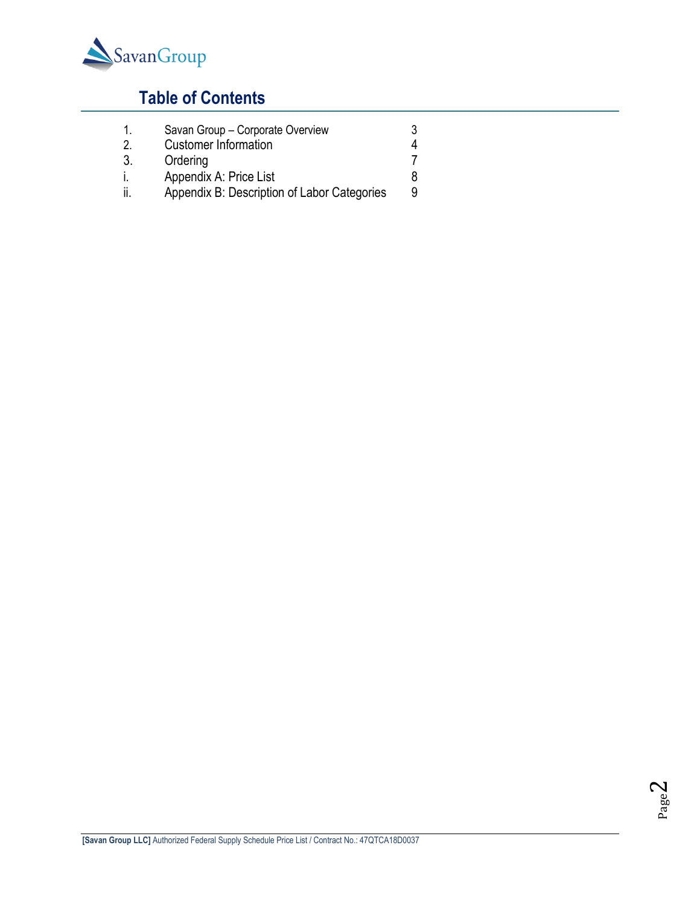## Table of Contents

| | | |
|---|---|---|
| 1. | Savan Group – Corporate Overview | 3 |
| 2. | Customer Information | 4 |
| 3. | Ordering | 7 |
| i. | Appendix A: Price List | 8 |
| ii. | Appendix B: Description of Labor Categories | 9 |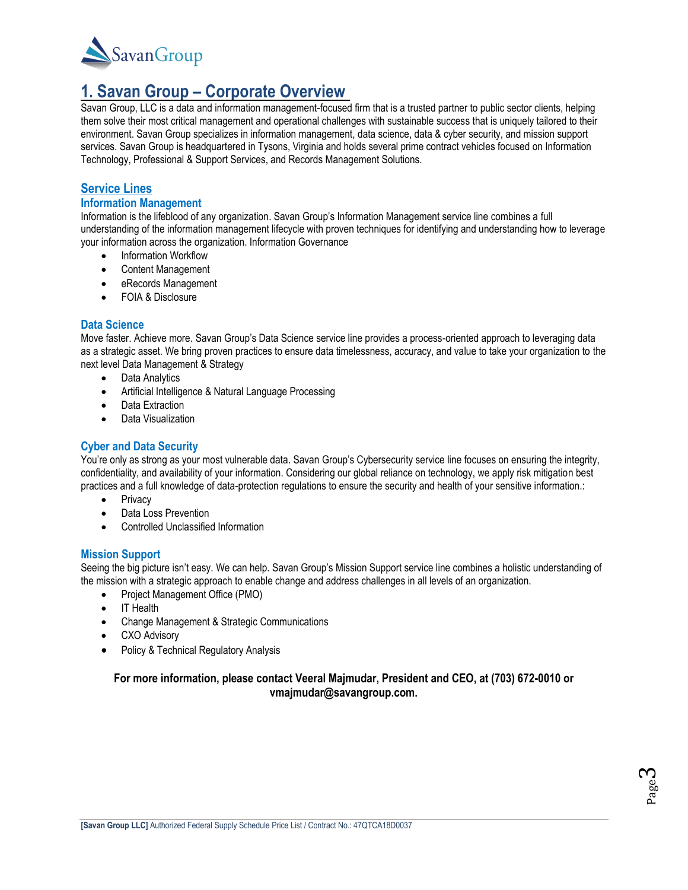# 1. Savan Group – Corporate Overview

Savan Group, LLC is a data and information management-focused firm that is a trusted partner to public sector clients, helping them solve their most critical management and operational challenges with sustainable success that is uniquely tailored to their environment. Savan Group specializes in information management, data science, data & cyber security, and mission support services. Savan Group is headquartered in Tysons, Virginia and holds several prime contract vehicles focused on Information Technology, Professional & Support Services, and Records Management Solutions.

## Service Lines

### Information Management

Information is the lifeblood of any organization. Savan Group's Information Management service line combines a full understanding of the information management lifecycle with proven techniques for identifying and understanding how to leverage your information across the organization. Information Governance

- Information Workflow
- Content Management
- eRecords Management
- FOIA & Disclosure

### Data Science

Move faster. Achieve more. Savan Group's Data Science service line provides a process-oriented approach to leveraging data as a strategic asset. We bring proven practices to ensure data timelessness, accuracy, and value to take your organization to the next level Data Management & Strategy

- Data Analytics
- Artificial Intelligence & Natural Language Processing
- Data Extraction
- Data Visualization

### Cyber and Data Security

You're only as strong as your most vulnerable data. Savan Group's Cybersecurity service line focuses on ensuring the integrity, confidentiality, and availability of your information. Considering our global reliance on technology, we apply risk mitigation best practices and a full knowledge of data-protection regulations to ensure the security and health of your sensitive information.:

- Privacy
- Data Loss Prevention
- Controlled Unclassified Information

### Mission Support

Seeing the big picture isn't easy. We can help. Savan Group's Mission Support service line combines a holistic understanding of the mission with a strategic approach to enable change and address challenges in all levels of an organization.

- Project Management Office (PMO)
- IT Health
- Change Management & Strategic Communications
- CXO Advisory
- Policy & Technical Regulatory Analysis

**For more information, please contact Veeral Majmudar, President and CEO, at (703) 672-0010 or vmajmudar@savangroup.com.**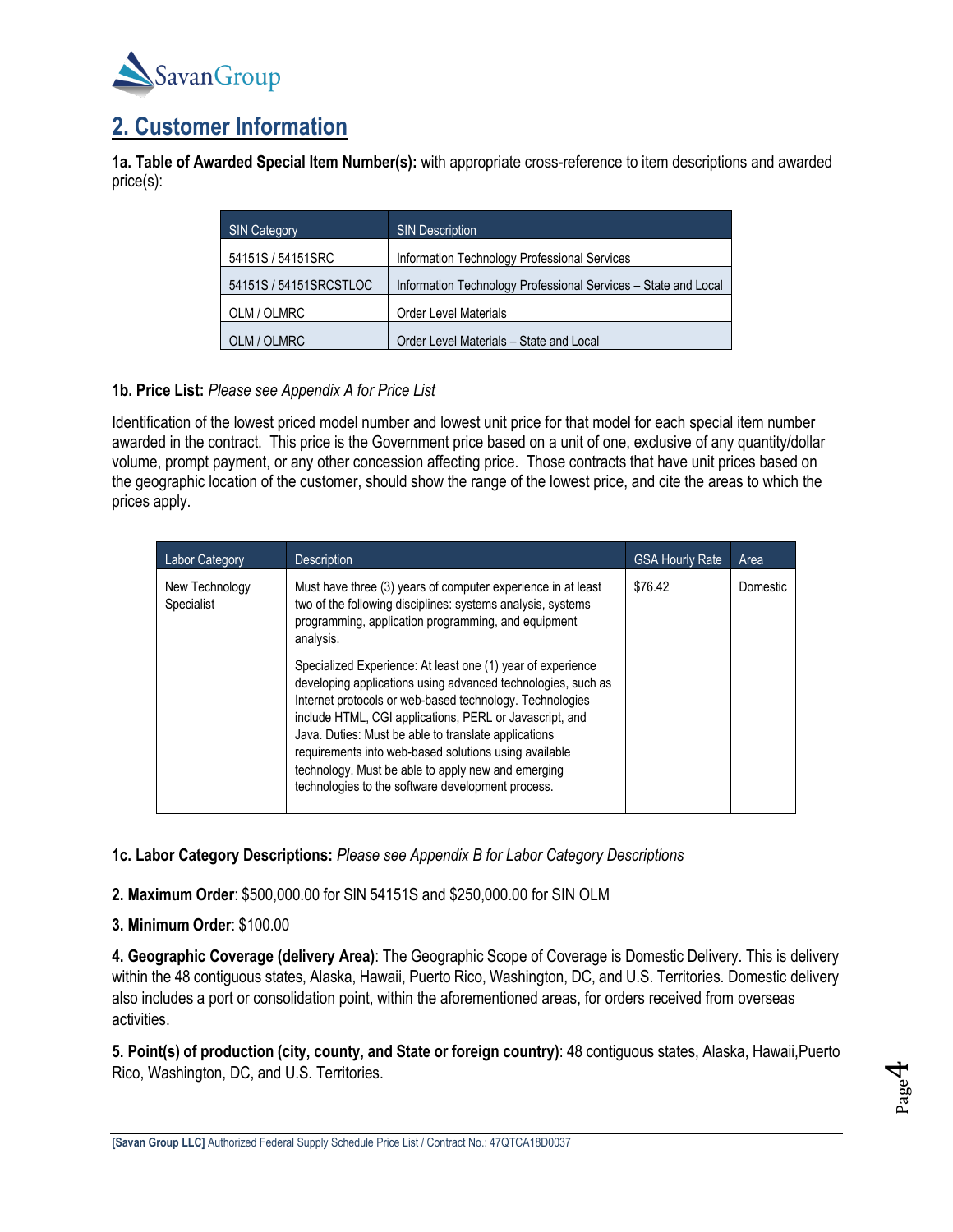## 2. Customer Information

**1a. Table of Awarded Special Item Number(s):** with appropriate cross-reference to item descriptions and awarded price(s):

| SIN Category | SIN Description |
|---|---|
| 54151S / 54151SRC | Information Technology Professional Services |
| 54151S / 54151SRCSTLOC | Information Technology Professional Services – State and Local |
| OLM / OLMRC | Order Level Materials |
| OLM / OLMRC | Order Level Materials – State and Local |

**1b. Price List:** *Please see Appendix A for Price List*

Identification of the lowest priced model number and lowest unit price for that model for each special item number awarded in the contract. This price is the Government price based on a unit of one, exclusive of any quantity/dollar volume, prompt payment, or any other concession affecting price. Those contracts that have unit prices based on the geographic location of the customer, should show the range of the lowest price, and cite the areas to which the prices apply.

| Labor Category | Description | GSA Hourly Rate | Area |
|---|---|---|---|
| New Technology Specialist | Must have three (3) years of computer experience in at least two of the following disciplines: systems analysis, systems programming, application programming, and equipment analysis.<br><br>Specialized Experience: At least one (1) year of experience developing applications using advanced technologies, such as Internet protocols or web-based technology. Technologies include HTML, CGI applications, PERL or Javascript, and Java. Duties: Must be able to translate applications requirements into web-based solutions using available technology. Must be able to apply new and emerging technologies to the software development process. | $76.42 | Domestic |

**1c. Labor Category Descriptions:** *Please see Appendix B for Labor Category Descriptions*

**2. Maximum Order**: $500,000.00 for SIN 54151S and $250,000.00 for SIN OLM

**3. Minimum Order**: $100.00

**4. Geographic Coverage (delivery Area)**: The Geographic Scope of Coverage is Domestic Delivery. This is delivery within the 48 contiguous states, Alaska, Hawaii, Puerto Rico, Washington, DC, and U.S. Territories. Domestic delivery also includes a port or consolidation point, within the aforementioned areas, for orders received from overseas activities.

**5. Point(s) of production (city, county, and State or foreign country)**: 48 contiguous states, Alaska, Hawaii,Puerto Rico, Washington, DC, and U.S. Territories.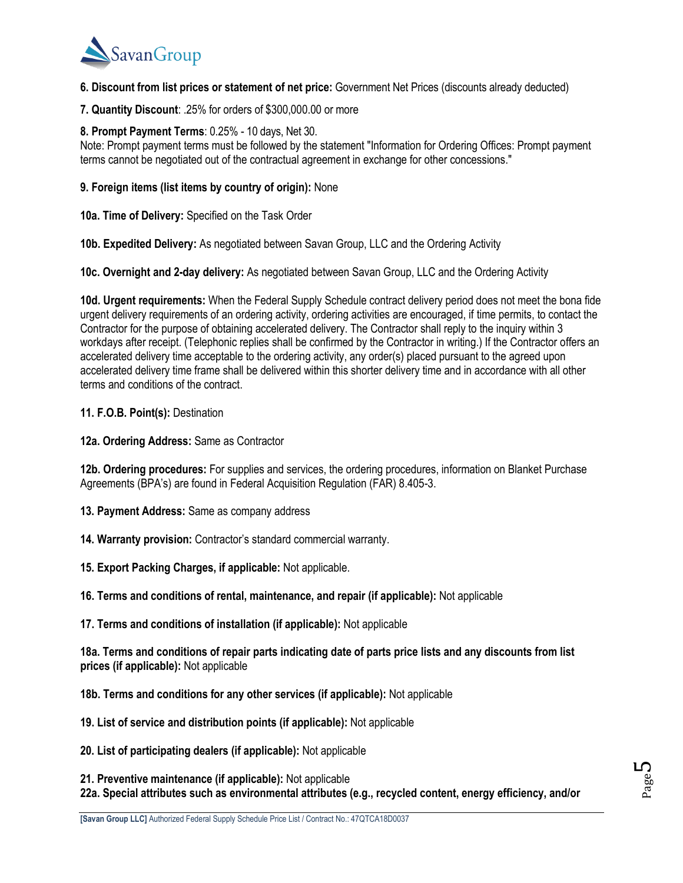**6. Discount from list prices or statement of net price:** Government Net Prices (discounts already deducted)

**7. Quantity Discount**: .25% for orders of $300,000.00 or more

**8. Prompt Payment Terms**: 0.25% - 10 days, Net 30.
Note: Prompt payment terms must be followed by the statement "Information for Ordering Offices: Prompt payment terms cannot be negotiated out of the contractual agreement in exchange for other concessions."

**9. Foreign items (list items by country of origin):** None

**10a. Time of Delivery:** Specified on the Task Order

**10b. Expedited Delivery:** As negotiated between Savan Group, LLC and the Ordering Activity

**10c. Overnight and 2-day delivery:** As negotiated between Savan Group, LLC and the Ordering Activity

**10d. Urgent requirements:** When the Federal Supply Schedule contract delivery period does not meet the bona fide urgent delivery requirements of an ordering activity, ordering activities are encouraged, if time permits, to contact the Contractor for the purpose of obtaining accelerated delivery. The Contractor shall reply to the inquiry within 3 workdays after receipt. (Telephonic replies shall be confirmed by the Contractor in writing.) If the Contractor offers an accelerated delivery time acceptable to the ordering activity, any order(s) placed pursuant to the agreed upon accelerated delivery time frame shall be delivered within this shorter delivery time and in accordance with all other terms and conditions of the contract.

**11. F.O.B. Point(s):** Destination

**12a. Ordering Address:** Same as Contractor

**12b. Ordering procedures:** For supplies and services, the ordering procedures, information on Blanket Purchase Agreements (BPA's) are found in Federal Acquisition Regulation (FAR) 8.405-3.

**13. Payment Address:** Same as company address

**14. Warranty provision:** Contractor's standard commercial warranty.

**15. Export Packing Charges, if applicable:** Not applicable.

**16. Terms and conditions of rental, maintenance, and repair (if applicable):** Not applicable

**17. Terms and conditions of installation (if applicable):** Not applicable

**18a. Terms and conditions of repair parts indicating date of parts price lists and any discounts from list prices (if applicable):** Not applicable

**18b. Terms and conditions for any other services (if applicable):** Not applicable

**19. List of service and distribution points (if applicable):** Not applicable

**20. List of participating dealers (if applicable):** Not applicable

**21. Preventive maintenance (if applicable):** Not applicable

**22a. Special attributes such as environmental attributes (e.g., recycled content, energy efficiency, and/or**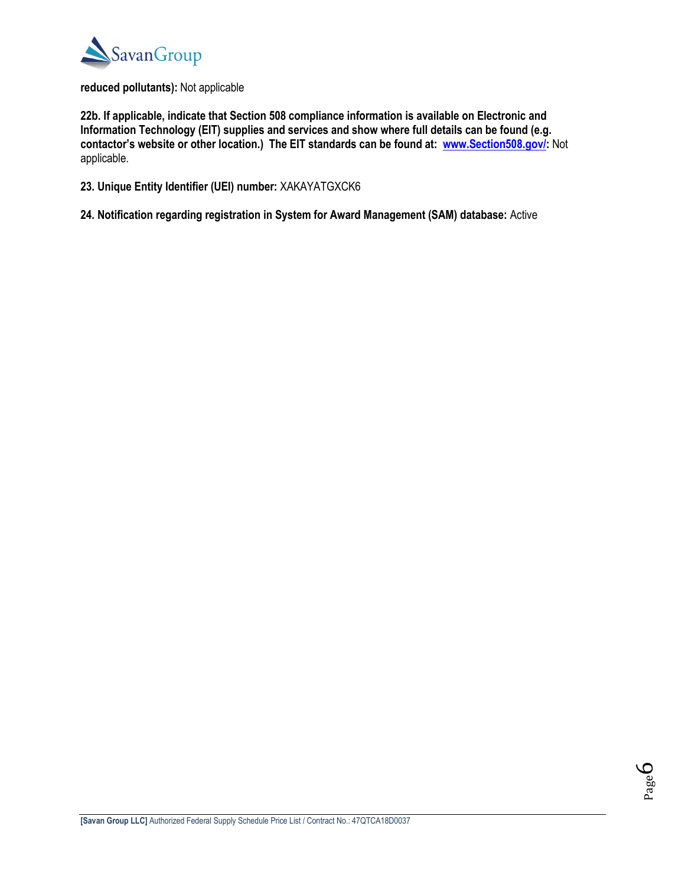**reduced pollutants):** Not applicable

**22b. If applicable, indicate that Section 508 compliance information is available on Electronic and Information Technology (EIT) supplies and services and show where full details can be found (e.g. contactor's website or other location.) The EIT standards can be found at: [www.Section508.gov/](http://www.Section508.gov/):** Not applicable.

**23. Unique Entity Identifier (UEI) number:** XAKAYATGXCK6

**24. Notification regarding registration in System for Award Management (SAM) database:** Active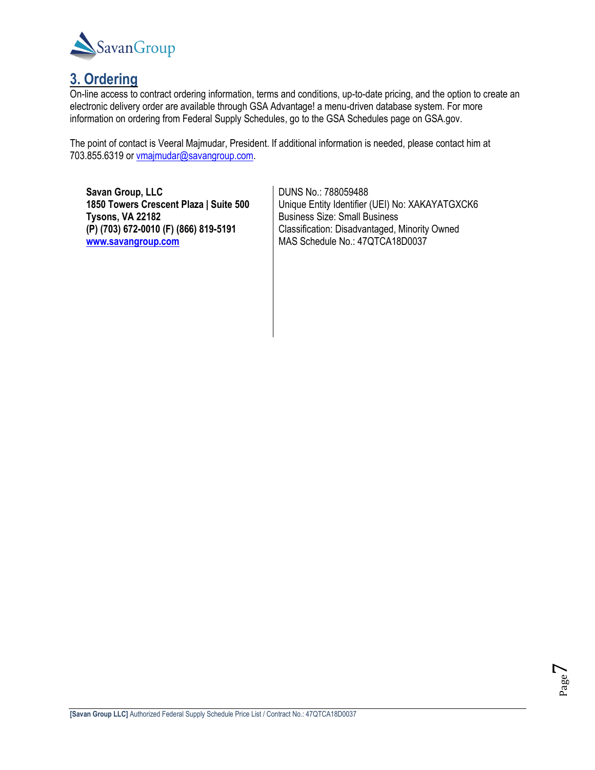## 3. Ordering

On-line access to contract ordering information, terms and conditions, up-to-date pricing, and the option to create an electronic delivery order are available through GSA Advantage! a menu-driven database system. For more information on ordering from Federal Supply Schedules, go to the GSA Schedules page on GSA.gov.

The point of contact is Veeral Majmudar, President. If additional information is needed, please contact him at 703.855.6319 or vmajmudar@savangroup.com.

**Savan Group, LLC**
**1850 Towers Crescent Plaza | Suite 500**
**Tysons, VA 22182**
**(P) (703) 672-0010 (F) (866) 819-5191**
**www.savangroup.com**

DUNS No.: 788059488
Unique Entity Identifier (UEI) No: XAKAYATGXCK6
Business Size: Small Business
Classification: Disadvantaged, Minority Owned
MAS Schedule No.: 47QTCA18D0037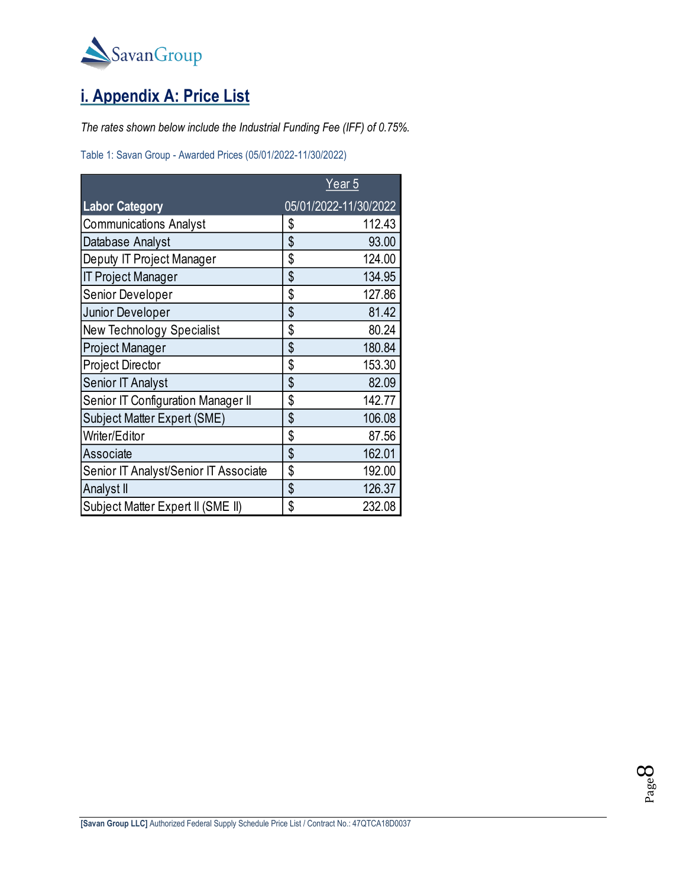## i. Appendix A: Price List

*The rates shown below include the Industrial Funding Fee (IFF) of 0.75%.*

Table 1: Savan Group - Awarded Prices (05/01/2022-11/30/2022)

| Labor Category | Year 5<br>05/01/2022-11/30/2022 |
|---|---|
| Communications Analyst | $ 112.43 |
| Database Analyst | $ 93.00 |
| Deputy IT Project Manager | $ 124.00 |
| IT Project Manager | $ 134.95 |
| Senior Developer | $ 127.86 |
| Junior Developer | $ 81.42 |
| New Technology Specialist | $ 80.24 |
| Project Manager | $ 180.84 |
| Project Director | $ 153.30 |
| Senior IT Analyst | $ 82.09 |
| Senior IT Configuration Manager II | $ 142.77 |
| Subject Matter Expert (SME) | $ 106.08 |
| Writer/Editor | $ 87.56 |
| Associate | $ 162.01 |
| Senior IT Analyst/Senior IT Associate | $ 192.00 |
| Analyst II | $ 126.37 |
| Subject Matter Expert II (SME II) | $ 232.08 |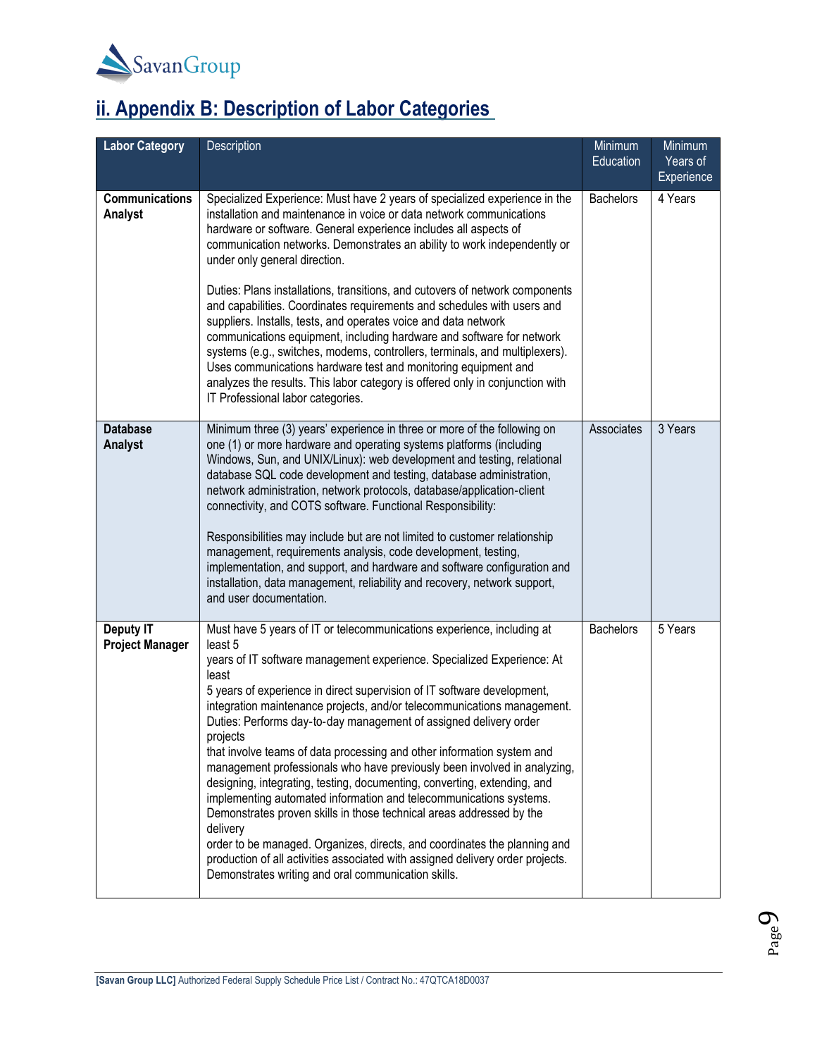## ii. Appendix B: Description of Labor Categories

| Labor Category | Description | Minimum Education | Minimum Years of Experience |
|---|---|---|---|
| **Communications Analyst** | Specialized Experience: Must have 2 years of specialized experience in the installation and maintenance in voice or data network communications hardware or software. General experience includes all aspects of communication networks. Demonstrates an ability to work independently or under only general direction.<br><br>Duties: Plans installations, transitions, and cutovers of network components and capabilities. Coordinates requirements and schedules with users and suppliers. Installs, tests, and operates voice and data network communications equipment, including hardware and software for network systems (e.g., switches, modems, controllers, terminals, and multiplexers). Uses communications hardware test and monitoring equipment and analyzes the results. This labor category is offered only in conjunction with IT Professional labor categories. | Bachelors | 4 Years |
| **Database Analyst** | Minimum three (3) years' experience in three or more of the following on one (1) or more hardware and operating systems platforms (including Windows, Sun, and UNIX/Linux): web development and testing, relational database SQL code development and testing, database administration, network administration, network protocols, database/application-client connectivity, and COTS software. Functional Responsibility:<br><br>Responsibilities may include but are not limited to customer relationship management, requirements analysis, code development, testing, implementation, and support, and hardware and software configuration and installation, data management, reliability and recovery, network support, and user documentation. | Associates | 3 Years |
| **Deputy IT Project Manager** | Must have 5 years of IT or telecommunications experience, including at least 5 years of IT software management experience. Specialized Experience: At least 5 years of experience in direct supervision of IT software development, integration maintenance projects, and/or telecommunications management. Duties: Performs day-to-day management of assigned delivery order projects that involve teams of data processing and other information system and management professionals who have previously been involved in analyzing, designing, integrating, testing, documenting, converting, extending, and implementing automated information and telecommunications systems. Demonstrates proven skills in those technical areas addressed by the delivery order to be managed. Organizes, directs, and coordinates the planning and production of all activities associated with assigned delivery order projects. Demonstrates writing and oral communication skills. | Bachelors | 5 Years |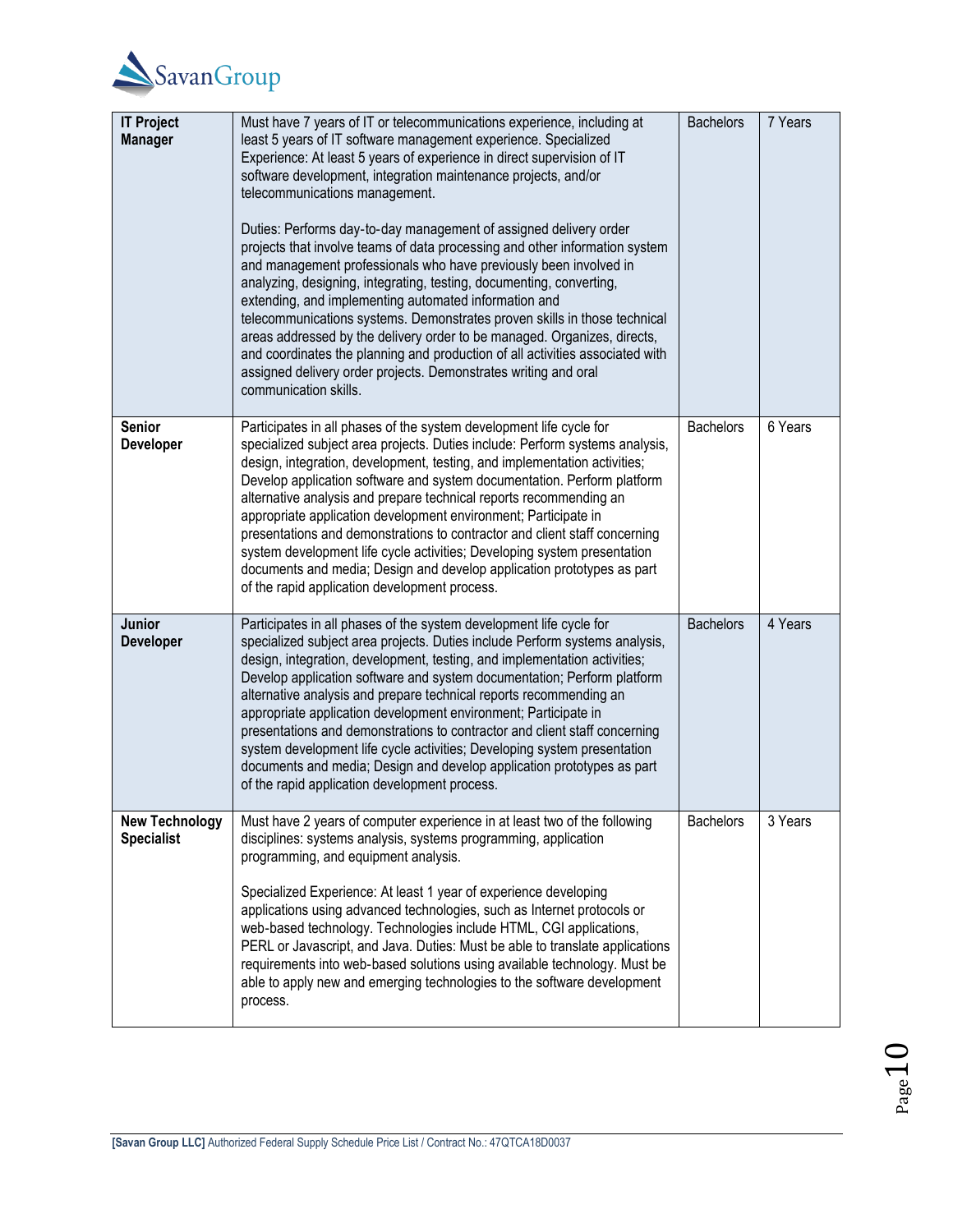| **IT Project Manager** | Must have 7 years of IT or telecommunications experience, including at least 5 years of IT software management experience. Specialized Experience: At least 5 years of experience in direct supervision of IT software development, integration maintenance projects, and/or telecommunications management.<br><br>Duties: Performs day-to-day management of assigned delivery order projects that involve teams of data processing and other information system and management professionals who have previously been involved in analyzing, designing, integrating, testing, documenting, converting, extending, and implementing automated information and telecommunications systems. Demonstrates proven skills in those technical areas addressed by the delivery order to be managed. Organizes, directs, and coordinates the planning and production of all activities associated with assigned delivery order projects. Demonstrates writing and oral communication skills. | Bachelors | 7 Years |
|---|---|---|---|
| **Senior Developer** | Participates in all phases of the system development life cycle for specialized subject area projects. Duties include: Perform systems analysis, design, integration, development, testing, and implementation activities; Develop application software and system documentation. Perform platform alternative analysis and prepare technical reports recommending an appropriate application development environment; Participate in presentations and demonstrations to contractor and client staff concerning system development life cycle activities; Developing system presentation documents and media; Design and develop application prototypes as part of the rapid application development process. | Bachelors | 6 Years |
| **Junior Developer** | Participates in all phases of the system development life cycle for specialized subject area projects. Duties include Perform systems analysis, design, integration, development, testing, and implementation activities; Develop application software and system documentation; Perform platform alternative analysis and prepare technical reports recommending an appropriate application development environment; Participate in presentations and demonstrations to contractor and client staff concerning system development life cycle activities; Developing system presentation documents and media; Design and develop application prototypes as part of the rapid application development process. | Bachelors | 4 Years |
| **New Technology Specialist** | Must have 2 years of computer experience in at least two of the following disciplines: systems analysis, systems programming, application programming, and equipment analysis.<br><br>Specialized Experience: At least 1 year of experience developing applications using advanced technologies, such as Internet protocols or web-based technology. Technologies include HTML, CGI applications, PERL or Javascript, and Java. Duties: Must be able to translate applications requirements into web-based solutions using available technology. Must be able to apply new and emerging technologies to the software development process. | Bachelors | 3 Years |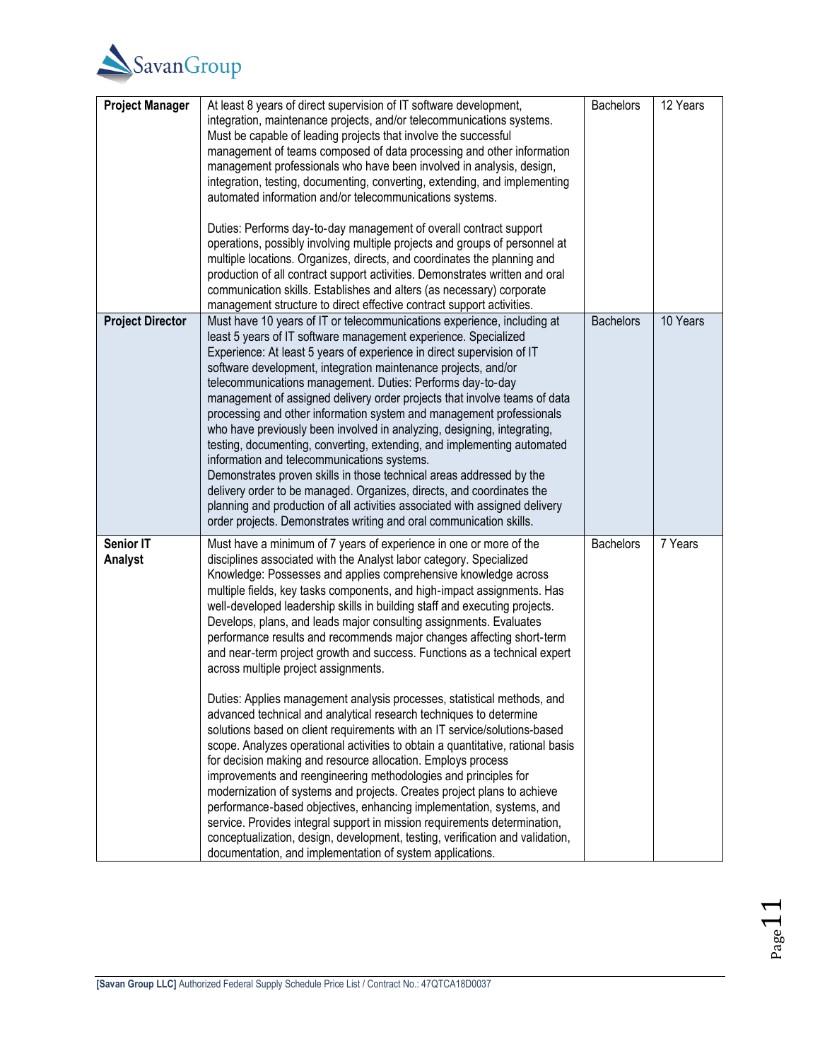| **Project Manager** | At least 8 years of direct supervision of IT software development, integration, maintenance projects, and/or telecommunications systems. Must be capable of leading projects that involve the successful management of teams composed of data processing and other information management professionals who have been involved in analysis, design, integration, testing, documenting, converting, extending, and implementing automated information and/or telecommunications systems.<br><br>Duties: Performs day-to-day management of overall contract support operations, possibly involving multiple projects and groups of personnel at multiple locations. Organizes, directs, and coordinates the planning and production of all contract support activities. Demonstrates written and oral communication skills. Establishes and alters (as necessary) corporate management structure to direct effective contract support activities. | Bachelors | 12 Years |
|---|---|---|---|
| **Project Director** | Must have 10 years of IT or telecommunications experience, including at least 5 years of IT software management experience. Specialized Experience: At least 5 years of experience in direct supervision of IT software development, integration maintenance projects, and/or telecommunications management. Duties: Performs day-to-day management of assigned delivery order projects that involve teams of data processing and other information system and management professionals who have previously been involved in analyzing, designing, integrating, testing, documenting, converting, extending, and implementing automated information and telecommunications systems.<br>Demonstrates proven skills in those technical areas addressed by the delivery order to be managed. Organizes, directs, and coordinates the planning and production of all activities associated with assigned delivery order projects. Demonstrates writing and oral communication skills. | Bachelors | 10 Years |
| **Senior IT Analyst** | Must have a minimum of 7 years of experience in one or more of the disciplines associated with the Analyst labor category. Specialized Knowledge: Possesses and applies comprehensive knowledge across multiple fields, key tasks components, and high-impact assignments. Has well-developed leadership skills in building staff and executing projects. Develops, plans, and leads major consulting assignments. Evaluates performance results and recommends major changes affecting short-term and near-term project growth and success. Functions as a technical expert across multiple project assignments.<br><br>Duties: Applies management analysis processes, statistical methods, and advanced technical and analytical research techniques to determine solutions based on client requirements with an IT service/solutions-based scope. Analyzes operational activities to obtain a quantitative, rational basis for decision making and resource allocation. Employs process improvements and reengineering methodologies and principles for modernization of systems and projects. Creates project plans to achieve performance-based objectives, enhancing implementation, systems, and service. Provides integral support in mission requirements determination, conceptualization, design, development, testing, verification and validation, documentation, and implementation of system applications. | Bachelors | 7 Years |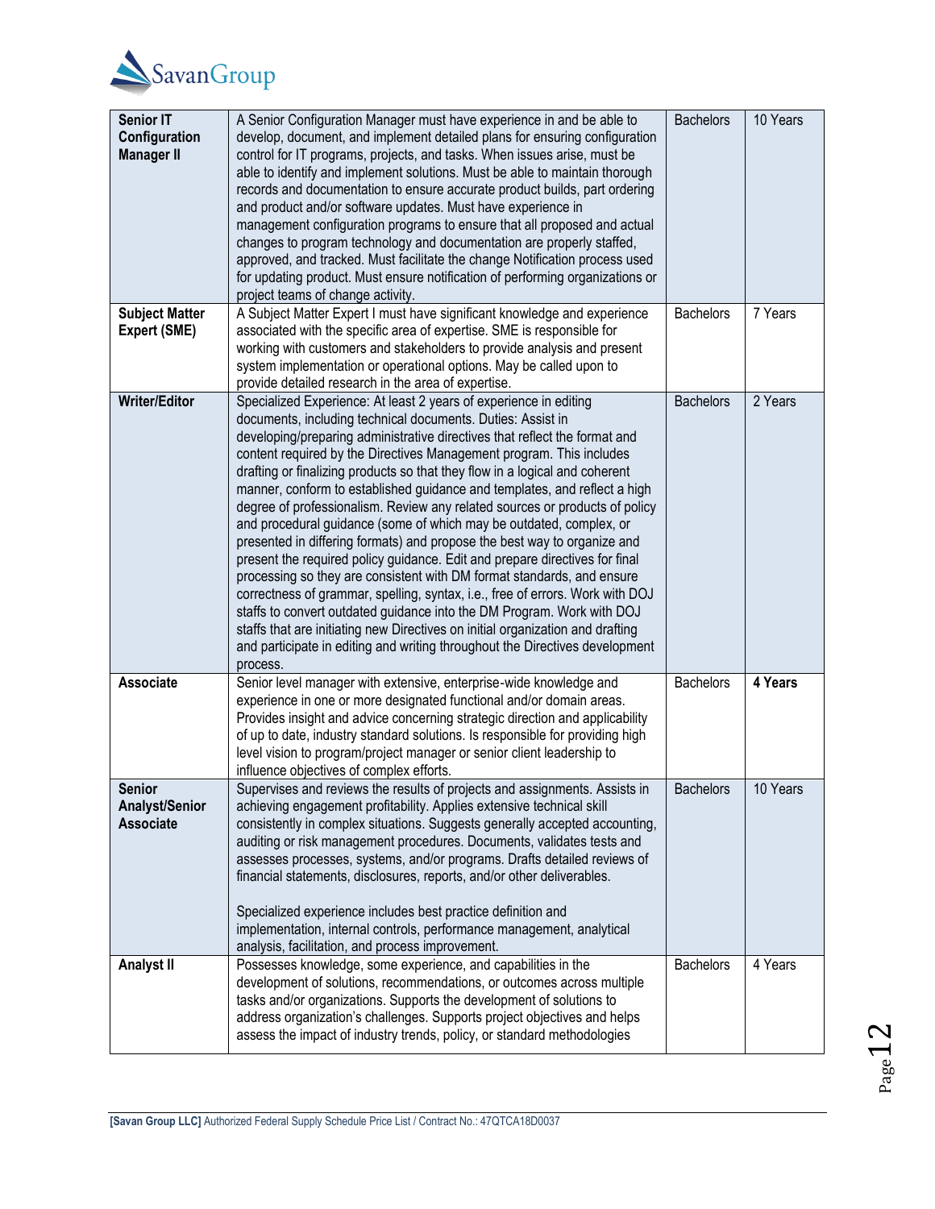| **Senior IT Configuration Manager II** | A Senior Configuration Manager must have experience in and be able to develop, document, and implement detailed plans for ensuring configuration control for IT programs, projects, and tasks. When issues arise, must be able to identify and implement solutions. Must be able to maintain thorough records and documentation to ensure accurate product builds, part ordering and product and/or software updates. Must have experience in management configuration programs to ensure that all proposed and actual changes to program technology and documentation are properly staffed, approved, and tracked. Must facilitate the change Notification process used for updating product. Must ensure notification of performing organizations or project teams of change activity. | Bachelors | 10 Years |
|---|---|---|---|
| **Subject Matter Expert (SME)** | A Subject Matter Expert I must have significant knowledge and experience associated with the specific area of expertise. SME is responsible for working with customers and stakeholders to provide analysis and present system implementation or operational options. May be called upon to provide detailed research in the area of expertise. | Bachelors | 7 Years |
| **Writer/Editor** | Specialized Experience: At least 2 years of experience in editing documents, including technical documents. Duties: Assist in developing/preparing administrative directives that reflect the format and content required by the Directives Management program. This includes drafting or finalizing products so that they flow in a logical and coherent manner, conform to established guidance and templates, and reflect a high degree of professionalism. Review any related sources or products of policy and procedural guidance (some of which may be outdated, complex, or presented in differing formats) and propose the best way to organize and present the required policy guidance. Edit and prepare directives for final processing so they are consistent with DM format standards, and ensure correctness of grammar, spelling, syntax, i.e., free of errors. Work with DOJ staffs to convert outdated guidance into the DM Program. Work with DOJ staffs that are initiating new Directives on initial organization and drafting and participate in editing and writing throughout the Directives development process. | Bachelors | 2 Years |
| **Associate** | Senior level manager with extensive, enterprise-wide knowledge and experience in one or more designated functional and/or domain areas. Provides insight and advice concerning strategic direction and applicability of up to date, industry standard solutions. Is responsible for providing high level vision to program/project manager or senior client leadership to influence objectives of complex efforts. | Bachelors | **4 Years** |
| **Senior Analyst/Senior Associate** | Supervises and reviews the results of projects and assignments. Assists in achieving engagement profitability. Applies extensive technical skill consistently in complex situations. Suggests generally accepted accounting, auditing or risk management procedures. Documents, validates tests and assesses processes, systems, and/or programs. Drafts detailed reviews of financial statements, disclosures, reports, and/or other deliverables.<br><br>Specialized experience includes best practice definition and implementation, internal controls, performance management, analytical analysis, facilitation, and process improvement. | Bachelors | 10 Years |
| **Analyst II** | Possesses knowledge, some experience, and capabilities in the development of solutions, recommendations, or outcomes across multiple tasks and/or organizations. Supports the development of solutions to address organization's challenges. Supports project objectives and helps assess the impact of industry trends, policy, or standard methodologies | Bachelors | 4 Years |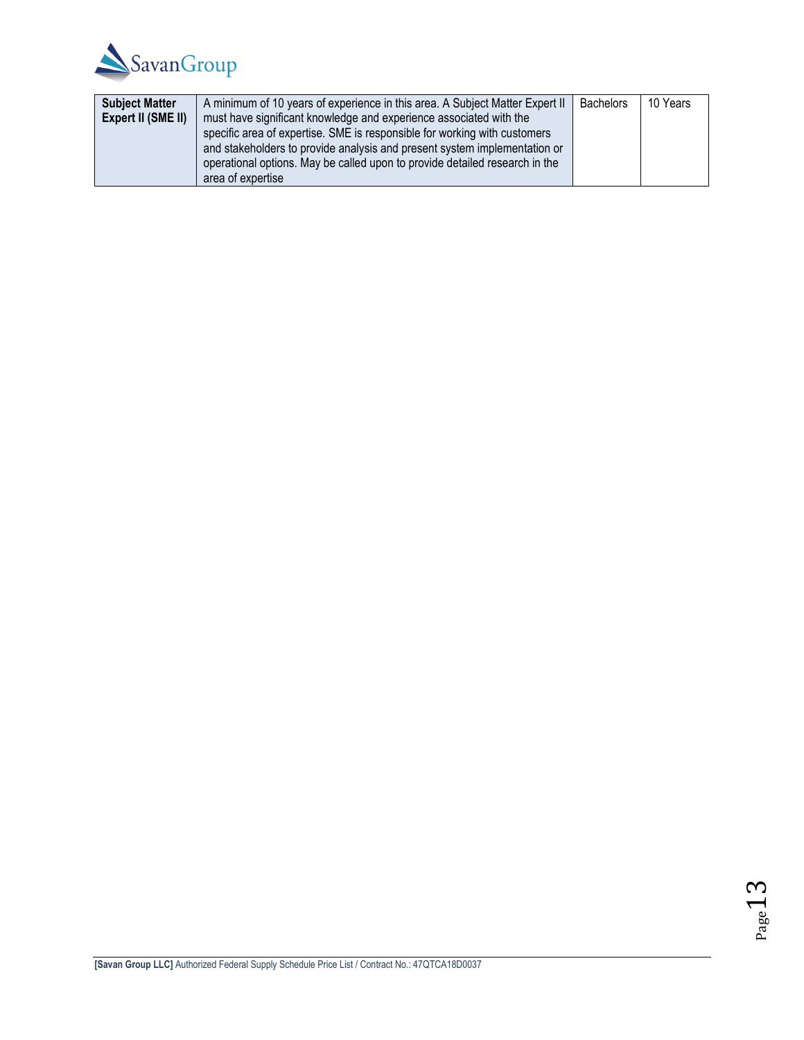| | | | |
|---|---|---|---|
| **Subject Matter Expert II (SME II)** | A minimum of 10 years of experience in this area. A Subject Matter Expert II must have significant knowledge and experience associated with the specific area of expertise. SME is responsible for working with customers and stakeholders to provide analysis and present system implementation or operational options. May be called upon to provide detailed research in the area of expertise | Bachelors | 10 Years |